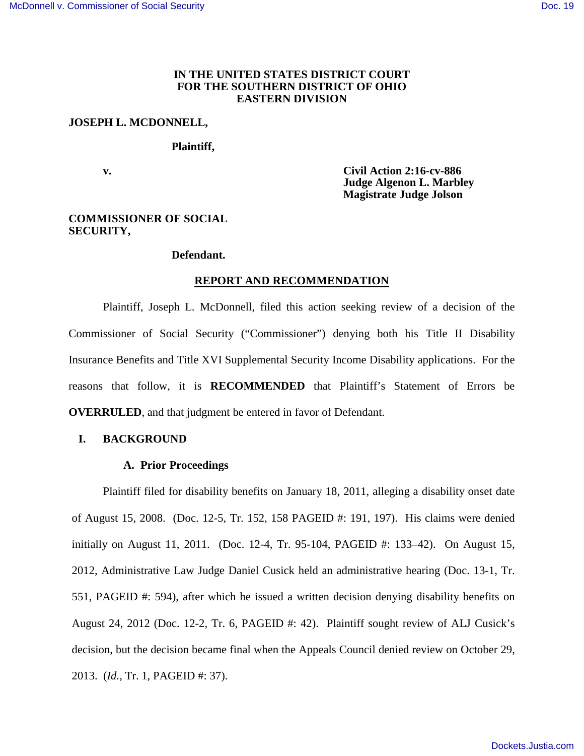**IN THE UNITED STATES DISTRICT COURT**
**FOR THE SOUTHERN DISTRICT OF OHIO**
**EASTERN DIVISION**

**JOSEPH L. MCDONNELL,**

**Plaintiff,**

**v.**

**Civil Action 2:16-cv-886**
**Judge Algenon L. Marbley**
**Magistrate Judge Jolson**

**COMMISSIONER OF SOCIAL SECURITY,**

**Defendant.**

**REPORT AND RECOMMENDATION**

Plaintiff, Joseph L. McDonnell, filed this action seeking review of a decision of the Commissioner of Social Security ("Commissioner") denying both his Title II Disability Insurance Benefits and Title XVI Supplemental Security Income Disability applications. For the reasons that follow, it is **RECOMMENDED** that Plaintiff's Statement of Errors be **OVERRULED**, and that judgment be entered in favor of Defendant.

## I. BACKGROUND

### A. Prior Proceedings

Plaintiff filed for disability benefits on January 18, 2011, alleging a disability onset date of August 15, 2008. (Doc. 12-5, Tr. 152, 158 PAGEID #: 191, 197). His claims were denied initially on August 11, 2011. (Doc. 12-4, Tr. 95-104, PAGEID #: 133–42). On August 15, 2012, Administrative Law Judge Daniel Cusick held an administrative hearing (Doc. 13-1, Tr. 551, PAGEID #: 594), after which he issued a written decision denying disability benefits on August 24, 2012 (Doc. 12-2, Tr. 6, PAGEID #: 42). Plaintiff sought review of ALJ Cusick's decision, but the decision became final when the Appeals Council denied review on October 29, 2013. (*Id.*, Tr. 1, PAGEID #: 37).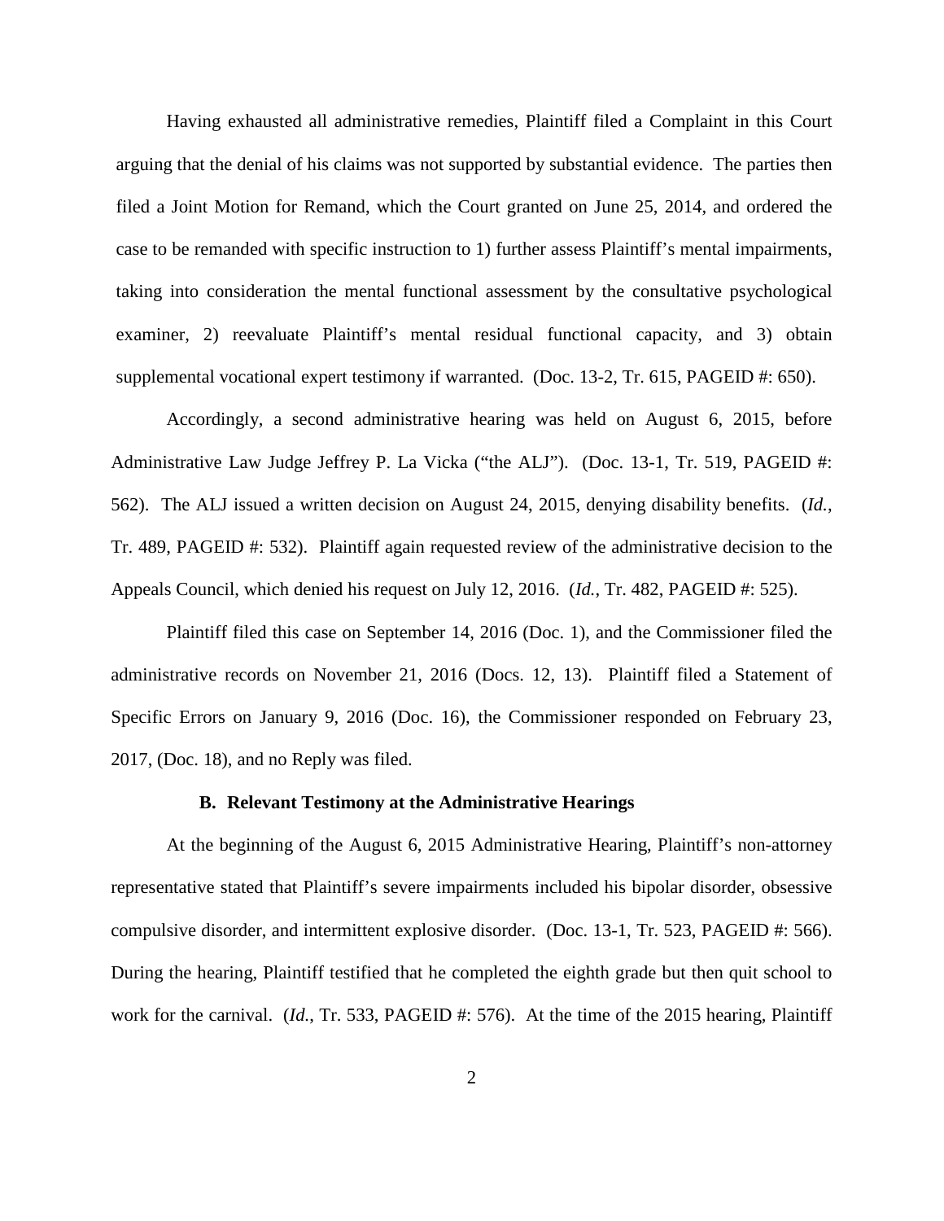Having exhausted all administrative remedies, Plaintiff filed a Complaint in this Court arguing that the denial of his claims was not supported by substantial evidence. The parties then filed a Joint Motion for Remand, which the Court granted on June 25, 2014, and ordered the case to be remanded with specific instruction to 1) further assess Plaintiff's mental impairments, taking into consideration the mental functional assessment by the consultative psychological examiner, 2) reevaluate Plaintiff's mental residual functional capacity, and 3) obtain supplemental vocational expert testimony if warranted. (Doc. 13-2, Tr. 615, PAGEID #: 650).

Accordingly, a second administrative hearing was held on August 6, 2015, before Administrative Law Judge Jeffrey P. La Vicka ("the ALJ"). (Doc. 13-1, Tr. 519, PAGEID #: 562). The ALJ issued a written decision on August 24, 2015, denying disability benefits. (*Id.*, Tr. 489, PAGEID #: 532). Plaintiff again requested review of the administrative decision to the Appeals Council, which denied his request on July 12, 2016. (*Id.*, Tr. 482, PAGEID #: 525).

Plaintiff filed this case on September 14, 2016 (Doc. 1), and the Commissioner filed the administrative records on November 21, 2016 (Docs. 12, 13). Plaintiff filed a Statement of Specific Errors on January 9, 2016 (Doc. 16), the Commissioner responded on February 23, 2017, (Doc. 18), and no Reply was filed.

### B. Relevant Testimony at the Administrative Hearings

At the beginning of the August 6, 2015 Administrative Hearing, Plaintiff's non-attorney representative stated that Plaintiff's severe impairments included his bipolar disorder, obsessive compulsive disorder, and intermittent explosive disorder. (Doc. 13-1, Tr. 523, PAGEID #: 566). During the hearing, Plaintiff testified that he completed the eighth grade but then quit school to work for the carnival. (*Id.*, Tr. 533, PAGEID #: 576). At the time of the 2015 hearing, Plaintiff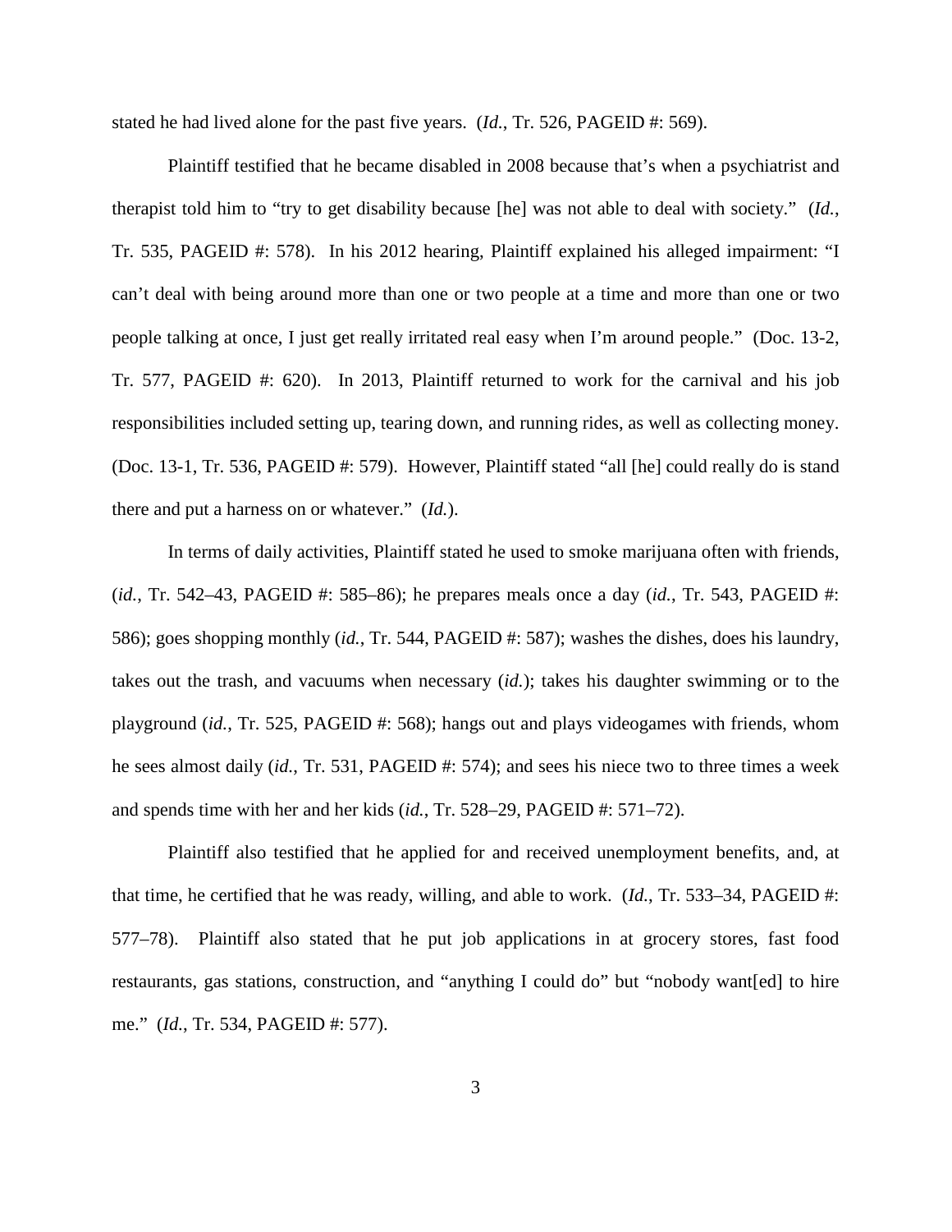stated he had lived alone for the past five years. (*Id.*, Tr. 526, PAGEID #: 569).

Plaintiff testified that he became disabled in 2008 because that's when a psychiatrist and therapist told him to "try to get disability because [he] was not able to deal with society." (*Id.*, Tr. 535, PAGEID #: 578). In his 2012 hearing, Plaintiff explained his alleged impairment: "I can't deal with being around more than one or two people at a time and more than one or two people talking at once, I just get really irritated real easy when I'm around people." (Doc. 13-2, Tr. 577, PAGEID #: 620). In 2013, Plaintiff returned to work for the carnival and his job responsibilities included setting up, tearing down, and running rides, as well as collecting money. (Doc. 13-1, Tr. 536, PAGEID #: 579). However, Plaintiff stated "all [he] could really do is stand there and put a harness on or whatever." (*Id.*).

In terms of daily activities, Plaintiff stated he used to smoke marijuana often with friends, (*id.*, Tr. 542–43, PAGEID #: 585–86); he prepares meals once a day (*id.*, Tr. 543, PAGEID #: 586); goes shopping monthly (*id.*, Tr. 544, PAGEID #: 587); washes the dishes, does his laundry, takes out the trash, and vacuums when necessary (*id.*); takes his daughter swimming or to the playground (*id.*, Tr. 525, PAGEID #: 568); hangs out and plays videogames with friends, whom he sees almost daily (*id.*, Tr. 531, PAGEID #: 574); and sees his niece two to three times a week and spends time with her and her kids (*id.*, Tr. 528–29, PAGEID #: 571–72).

Plaintiff also testified that he applied for and received unemployment benefits, and, at that time, he certified that he was ready, willing, and able to work. (*Id.*, Tr. 533–34, PAGEID #: 577–78). Plaintiff also stated that he put job applications in at grocery stores, fast food restaurants, gas stations, construction, and "anything I could do" but "nobody want[ed] to hire me." (*Id.*, Tr. 534, PAGEID #: 577).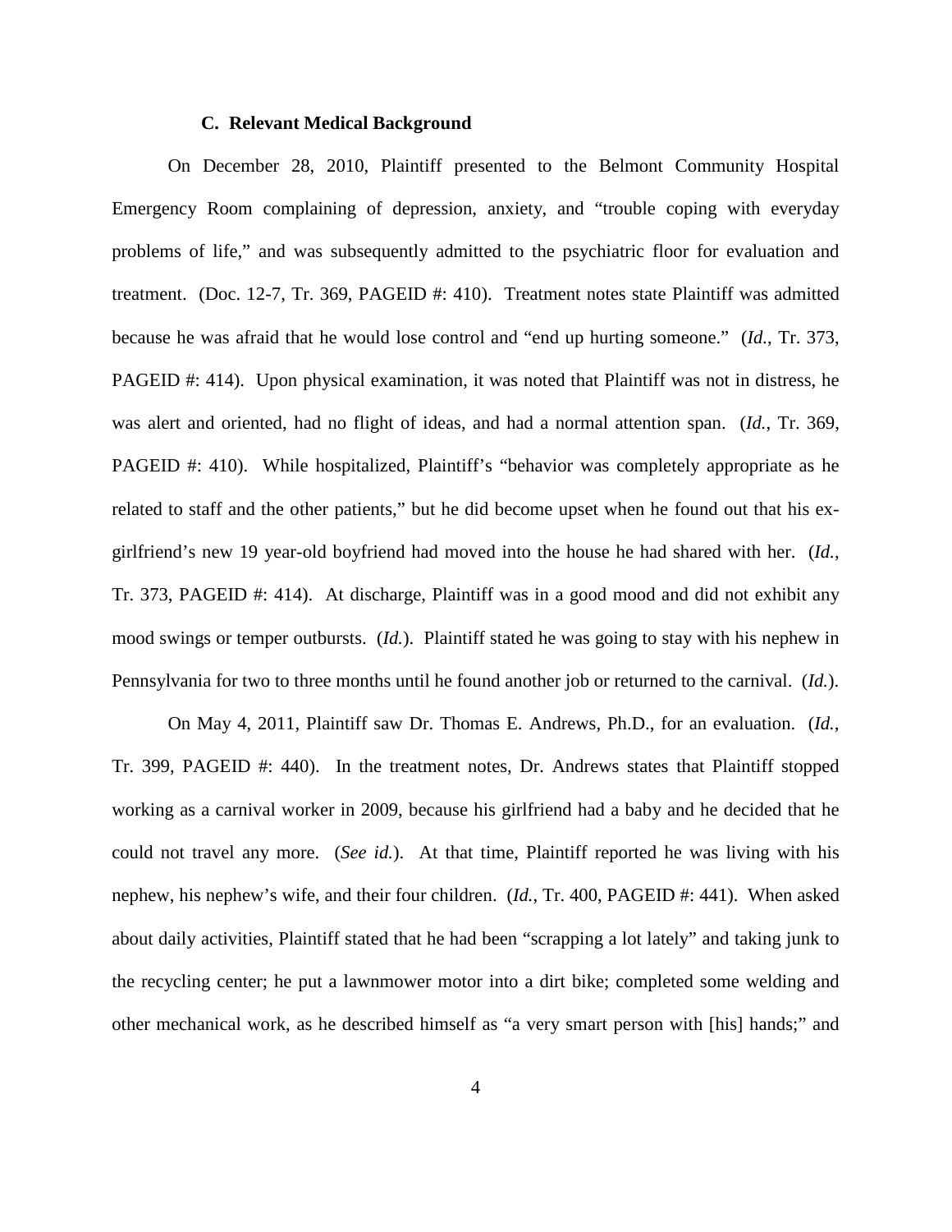### C. Relevant Medical Background

On December 28, 2010, Plaintiff presented to the Belmont Community Hospital Emergency Room complaining of depression, anxiety, and "trouble coping with everyday problems of life," and was subsequently admitted to the psychiatric floor for evaluation and treatment. (Doc. 12-7, Tr. 369, PAGEID #: 410). Treatment notes state Plaintiff was admitted because he was afraid that he would lose control and "end up hurting someone." (*Id.*, Tr. 373, PAGEID #: 414). Upon physical examination, it was noted that Plaintiff was not in distress, he was alert and oriented, had no flight of ideas, and had a normal attention span. (*Id.*, Tr. 369, PAGEID #: 410). While hospitalized, Plaintiff's "behavior was completely appropriate as he related to staff and the other patients," but he did become upset when he found out that his ex-girlfriend's new 19 year-old boyfriend had moved into the house he had shared with her. (*Id.*, Tr. 373, PAGEID #: 414). At discharge, Plaintiff was in a good mood and did not exhibit any mood swings or temper outbursts. (*Id.*). Plaintiff stated he was going to stay with his nephew in Pennsylvania for two to three months until he found another job or returned to the carnival. (*Id.*).

On May 4, 2011, Plaintiff saw Dr. Thomas E. Andrews, Ph.D., for an evaluation. (*Id.*, Tr. 399, PAGEID #: 440). In the treatment notes, Dr. Andrews states that Plaintiff stopped working as a carnival worker in 2009, because his girlfriend had a baby and he decided that he could not travel any more. (*See id.*). At that time, Plaintiff reported he was living with his nephew, his nephew's wife, and their four children. (*Id.*, Tr. 400, PAGEID #: 441). When asked about daily activities, Plaintiff stated that he had been "scrapping a lot lately" and taking junk to the recycling center; he put a lawnmower motor into a dirt bike; completed some welding and other mechanical work, as he described himself as "a very smart person with [his] hands;" and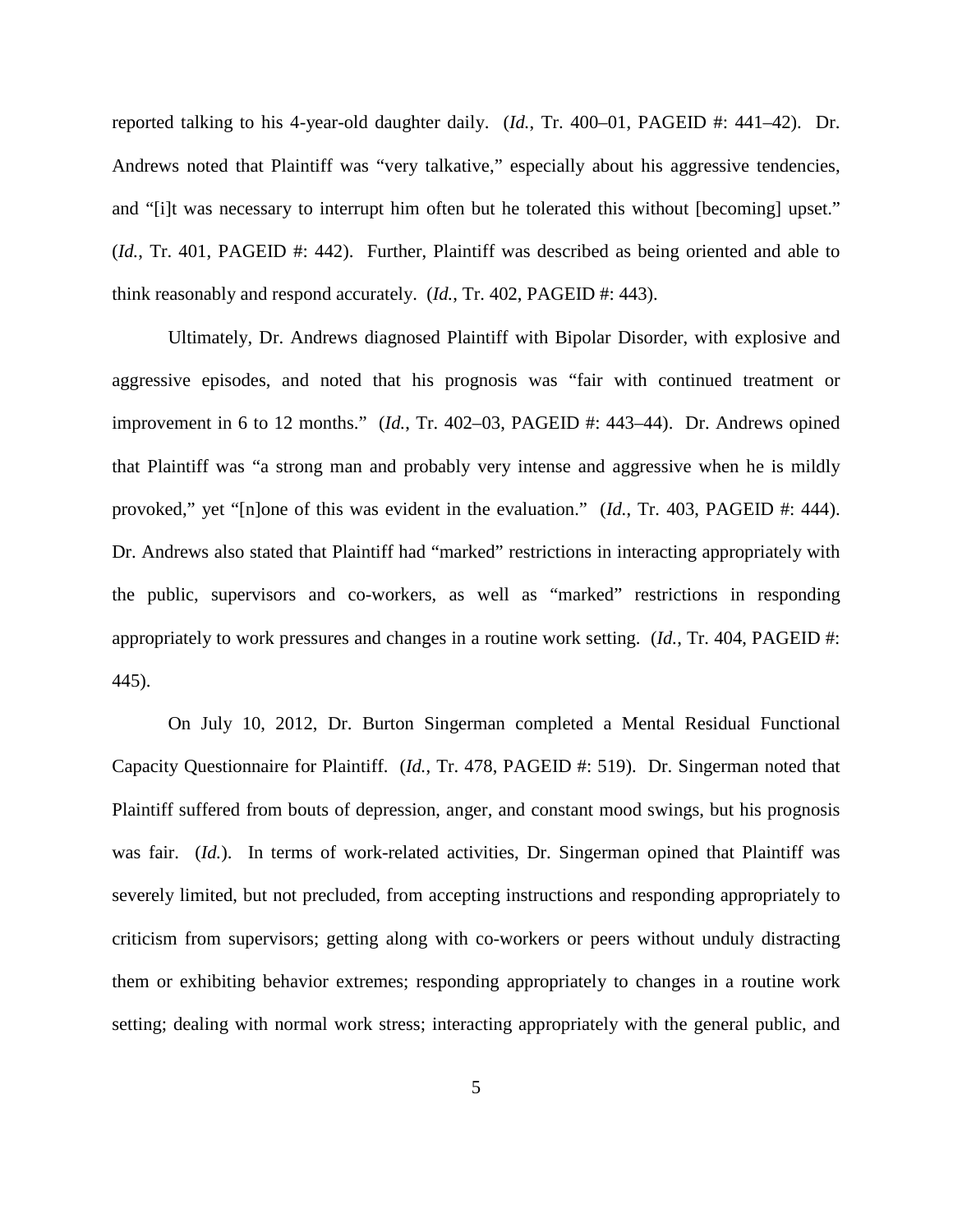reported talking to his 4-year-old daughter daily. (*Id.*, Tr. 400–01, PAGEID #: 441–42). Dr. Andrews noted that Plaintiff was "very talkative," especially about his aggressive tendencies, and "[i]t was necessary to interrupt him often but he tolerated this without [becoming] upset." (*Id.*, Tr. 401, PAGEID #: 442). Further, Plaintiff was described as being oriented and able to think reasonably and respond accurately. (*Id.*, Tr. 402, PAGEID #: 443).

Ultimately, Dr. Andrews diagnosed Plaintiff with Bipolar Disorder, with explosive and aggressive episodes, and noted that his prognosis was "fair with continued treatment or improvement in 6 to 12 months." (*Id.*, Tr. 402–03, PAGEID #: 443–44). Dr. Andrews opined that Plaintiff was "a strong man and probably very intense and aggressive when he is mildly provoked," yet "[n]one of this was evident in the evaluation." (*Id.*, Tr. 403, PAGEID #: 444). Dr. Andrews also stated that Plaintiff had "marked" restrictions in interacting appropriately with the public, supervisors and co-workers, as well as "marked" restrictions in responding appropriately to work pressures and changes in a routine work setting. (*Id.*, Tr. 404, PAGEID #: 445).

On July 10, 2012, Dr. Burton Singerman completed a Mental Residual Functional Capacity Questionnaire for Plaintiff. (*Id.*, Tr. 478, PAGEID #: 519). Dr. Singerman noted that Plaintiff suffered from bouts of depression, anger, and constant mood swings, but his prognosis was fair. (*Id.*). In terms of work-related activities, Dr. Singerman opined that Plaintiff was severely limited, but not precluded, from accepting instructions and responding appropriately to criticism from supervisors; getting along with co-workers or peers without unduly distracting them or exhibiting behavior extremes; responding appropriately to changes in a routine work setting; dealing with normal work stress; interacting appropriately with the general public, and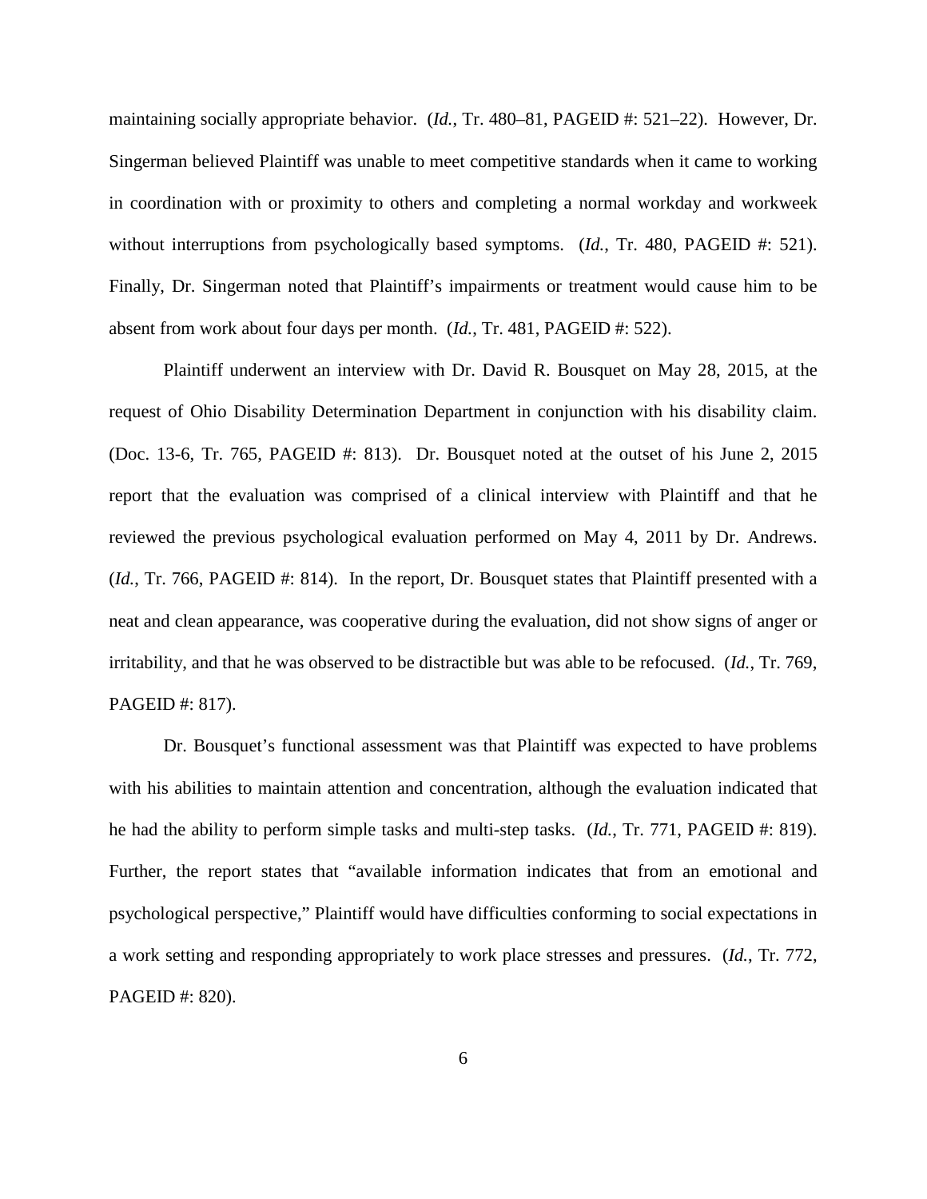maintaining socially appropriate behavior. (*Id.*, Tr. 480–81, PAGEID #: 521–22). However, Dr. Singerman believed Plaintiff was unable to meet competitive standards when it came to working in coordination with or proximity to others and completing a normal workday and workweek without interruptions from psychologically based symptoms. (*Id.*, Tr. 480, PAGEID #: 521). Finally, Dr. Singerman noted that Plaintiff's impairments or treatment would cause him to be absent from work about four days per month. (*Id.*, Tr. 481, PAGEID #: 522).

Plaintiff underwent an interview with Dr. David R. Bousquet on May 28, 2015, at the request of Ohio Disability Determination Department in conjunction with his disability claim. (Doc. 13-6, Tr. 765, PAGEID #: 813). Dr. Bousquet noted at the outset of his June 2, 2015 report that the evaluation was comprised of a clinical interview with Plaintiff and that he reviewed the previous psychological evaluation performed on May 4, 2011 by Dr. Andrews. (*Id.*, Tr. 766, PAGEID #: 814). In the report, Dr. Bousquet states that Plaintiff presented with a neat and clean appearance, was cooperative during the evaluation, did not show signs of anger or irritability, and that he was observed to be distractible but was able to be refocused. (*Id.*, Tr. 769, PAGEID #: 817).

Dr. Bousquet's functional assessment was that Plaintiff was expected to have problems with his abilities to maintain attention and concentration, although the evaluation indicated that he had the ability to perform simple tasks and multi-step tasks. (*Id.*, Tr. 771, PAGEID #: 819). Further, the report states that "available information indicates that from an emotional and psychological perspective," Plaintiff would have difficulties conforming to social expectations in a work setting and responding appropriately to work place stresses and pressures. (*Id.*, Tr. 772, PAGEID #: 820).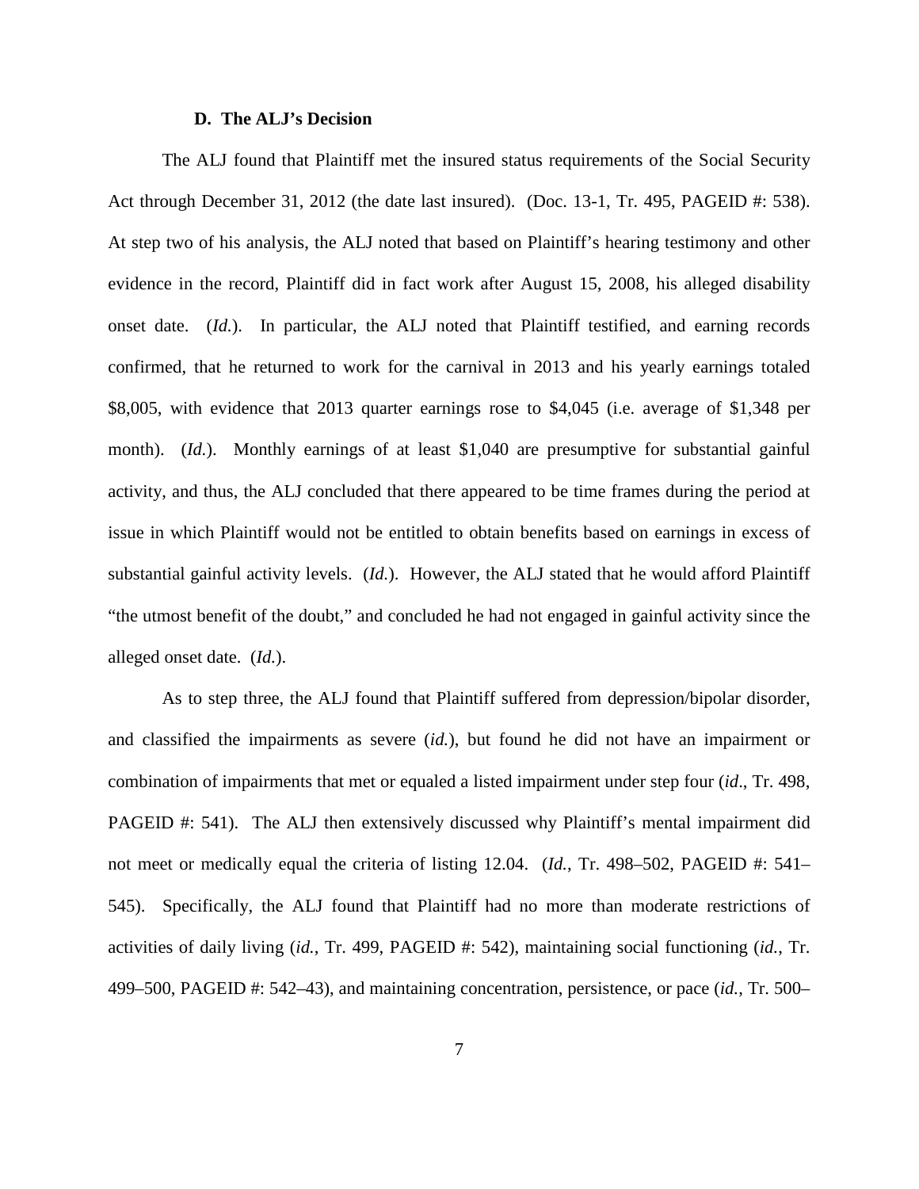### D. The ALJ's Decision

The ALJ found that Plaintiff met the insured status requirements of the Social Security Act through December 31, 2012 (the date last insured). (Doc. 13-1, Tr. 495, PAGEID #: 538). At step two of his analysis, the ALJ noted that based on Plaintiff's hearing testimony and other evidence in the record, Plaintiff did in fact work after August 15, 2008, his alleged disability onset date. (*Id.*). In particular, the ALJ noted that Plaintiff testified, and earning records confirmed, that he returned to work for the carnival in 2013 and his yearly earnings totaled $8,005, with evidence that 2013 quarter earnings rose to $4,045 (i.e. average of $1,348 per month). (*Id.*). Monthly earnings of at least $1,040 are presumptive for substantial gainful activity, and thus, the ALJ concluded that there appeared to be time frames during the period at issue in which Plaintiff would not be entitled to obtain benefits based on earnings in excess of substantial gainful activity levels. (*Id.*). However, the ALJ stated that he would afford Plaintiff "the utmost benefit of the doubt," and concluded he had not engaged in gainful activity since the alleged onset date. (*Id.*).

As to step three, the ALJ found that Plaintiff suffered from depression/bipolar disorder, and classified the impairments as severe (*id.*), but found he did not have an impairment or combination of impairments that met or equaled a listed impairment under step four (*id*., Tr. 498, PAGEID #: 541). The ALJ then extensively discussed why Plaintiff's mental impairment did not meet or medically equal the criteria of listing 12.04. (*Id.*, Tr. 498–502, PAGEID #: 541–545). Specifically, the ALJ found that Plaintiff had no more than moderate restrictions of activities of daily living (*id.*, Tr. 499, PAGEID #: 542), maintaining social functioning (*id.*, Tr. 499–500, PAGEID #: 542–43), and maintaining concentration, persistence, or pace (*id.*, Tr. 500–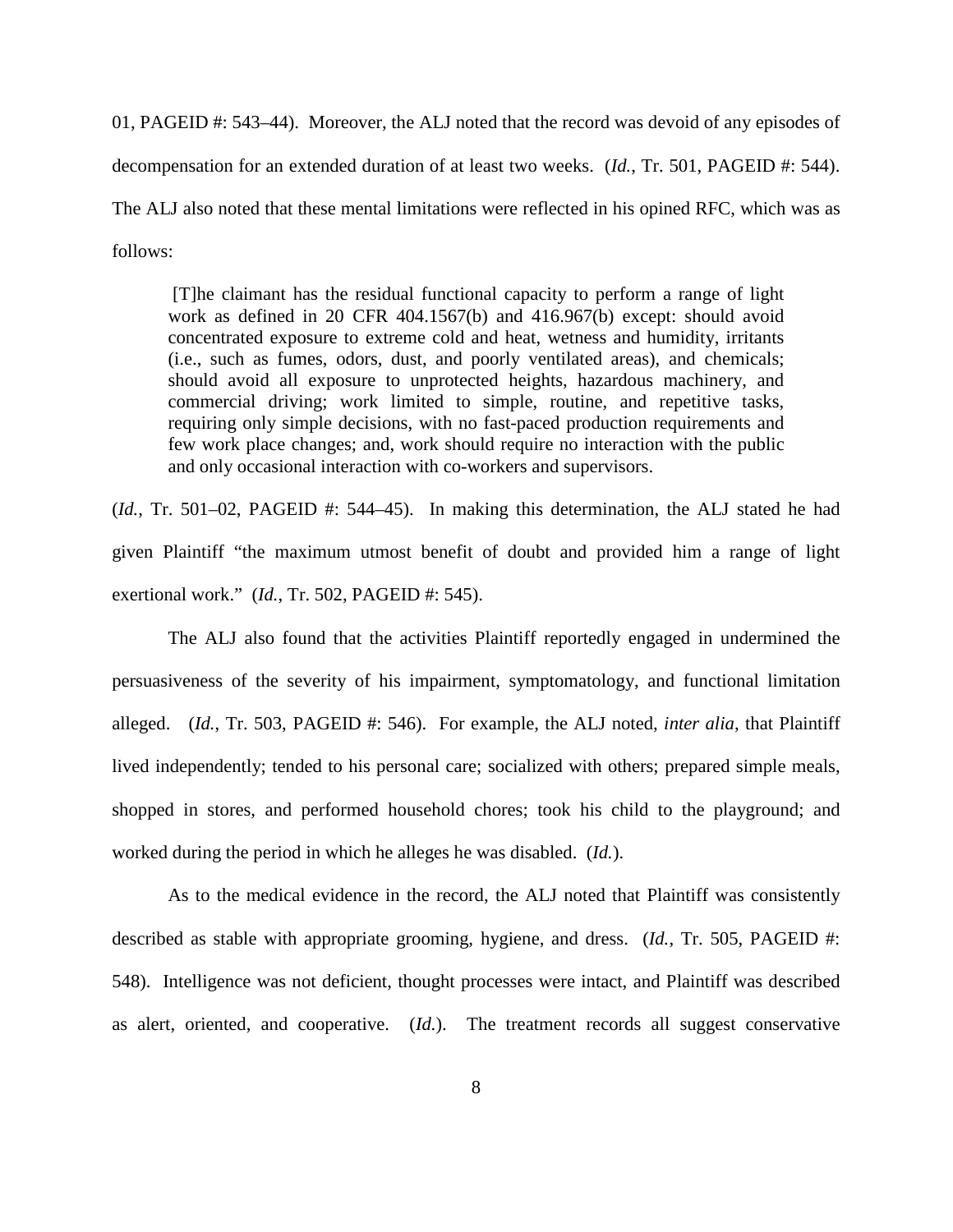01, PAGEID #: 543–44). Moreover, the ALJ noted that the record was devoid of any episodes of decompensation for an extended duration of at least two weeks. (*Id.*, Tr. 501, PAGEID #: 544). The ALJ also noted that these mental limitations were reflected in his opined RFC, which was as follows:

> [T]he claimant has the residual functional capacity to perform a range of light work as defined in 20 CFR 404.1567(b) and 416.967(b) except: should avoid concentrated exposure to extreme cold and heat, wetness and humidity, irritants (i.e., such as fumes, odors, dust, and poorly ventilated areas), and chemicals; should avoid all exposure to unprotected heights, hazardous machinery, and commercial driving; work limited to simple, routine, and repetitive tasks, requiring only simple decisions, with no fast-paced production requirements and few work place changes; and, work should require no interaction with the public and only occasional interaction with co-workers and supervisors.

(*Id.*, Tr. 501–02, PAGEID #: 544–45). In making this determination, the ALJ stated he had given Plaintiff "the maximum utmost benefit of doubt and provided him a range of light exertional work." (*Id.*, Tr. 502, PAGEID #: 545).

The ALJ also found that the activities Plaintiff reportedly engaged in undermined the persuasiveness of the severity of his impairment, symptomatology, and functional limitation alleged. (*Id.*, Tr. 503, PAGEID #: 546). For example, the ALJ noted, *inter alia*, that Plaintiff lived independently; tended to his personal care; socialized with others; prepared simple meals, shopped in stores, and performed household chores; took his child to the playground; and worked during the period in which he alleges he was disabled. (*Id.*).

As to the medical evidence in the record, the ALJ noted that Plaintiff was consistently described as stable with appropriate grooming, hygiene, and dress. (*Id.*, Tr. 505, PAGEID #: 548). Intelligence was not deficient, thought processes were intact, and Plaintiff was described as alert, oriented, and cooperative. (*Id.*). The treatment records all suggest conservative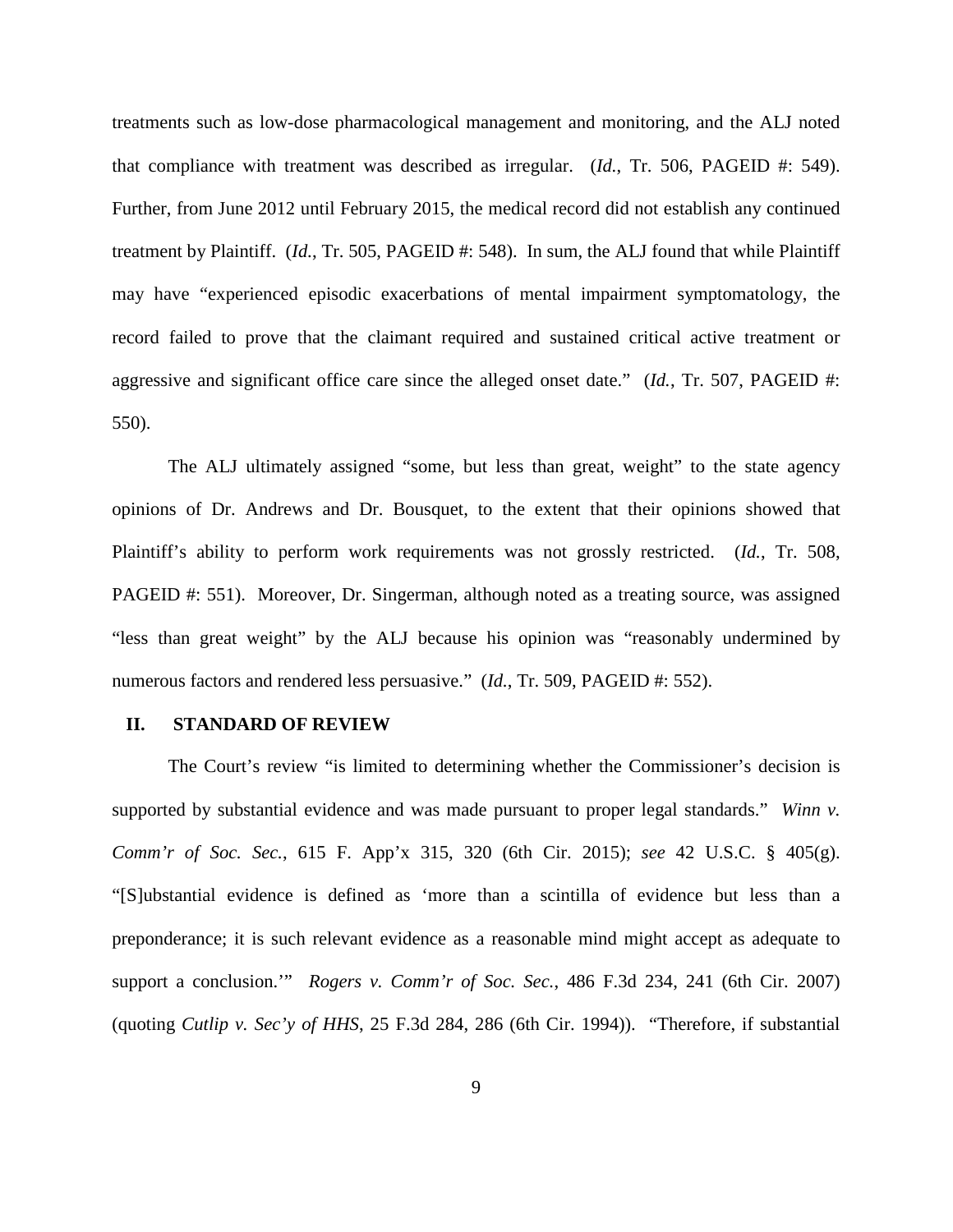treatments such as low-dose pharmacological management and monitoring, and the ALJ noted that compliance with treatment was described as irregular. (*Id.*, Tr. 506, PAGEID #: 549). Further, from June 2012 until February 2015, the medical record did not establish any continued treatment by Plaintiff. (*Id.*, Tr. 505, PAGEID #: 548). In sum, the ALJ found that while Plaintiff may have "experienced episodic exacerbations of mental impairment symptomatology, the record failed to prove that the claimant required and sustained critical active treatment or aggressive and significant office care since the alleged onset date." (*Id.*, Tr. 507, PAGEID #: 550).

The ALJ ultimately assigned "some, but less than great, weight" to the state agency opinions of Dr. Andrews and Dr. Bousquet, to the extent that their opinions showed that Plaintiff's ability to perform work requirements was not grossly restricted. (*Id.*, Tr. 508, PAGEID #: 551). Moreover, Dr. Singerman, although noted as a treating source, was assigned "less than great weight" by the ALJ because his opinion was "reasonably undermined by numerous factors and rendered less persuasive." (*Id.*, Tr. 509, PAGEID #: 552).

## II. STANDARD OF REVIEW

The Court's review "is limited to determining whether the Commissioner's decision is supported by substantial evidence and was made pursuant to proper legal standards." *Winn v. Comm'r of Soc. Sec.*, 615 F. App'x 315, 320 (6th Cir. 2015); *see* 42 U.S.C. § 405(g). "[S]ubstantial evidence is defined as 'more than a scintilla of evidence but less than a preponderance; it is such relevant evidence as a reasonable mind might accept as adequate to support a conclusion.'" *Rogers v. Comm'r of Soc. Sec.*, 486 F.3d 234, 241 (6th Cir. 2007) (quoting *Cutlip v. Sec'y of HHS*, 25 F.3d 284, 286 (6th Cir. 1994)). "Therefore, if substantial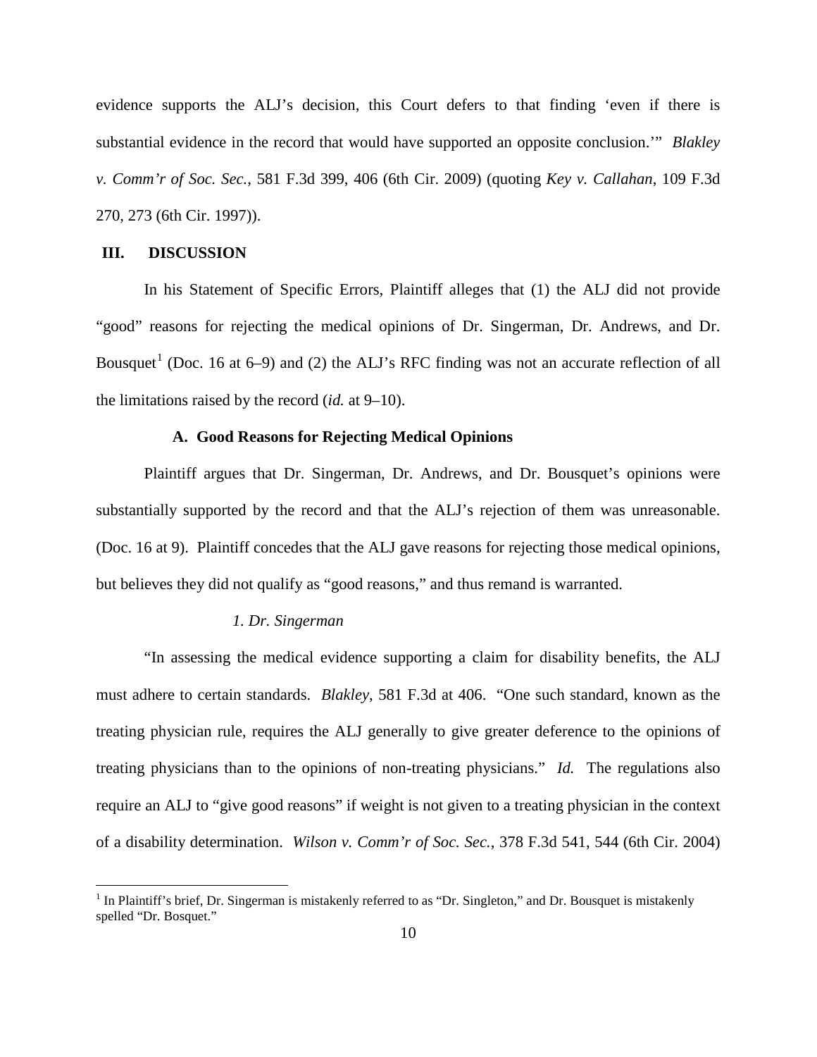evidence supports the ALJ's decision, this Court defers to that finding 'even if there is substantial evidence in the record that would have supported an opposite conclusion.'" *Blakley v. Comm'r of Soc. Sec.*, 581 F.3d 399, 406 (6th Cir. 2009) (quoting *Key v. Callahan*, 109 F.3d 270, 273 (6th Cir. 1997)).

## III. DISCUSSION

In his Statement of Specific Errors, Plaintiff alleges that (1) the ALJ did not provide "good" reasons for rejecting the medical opinions of Dr. Singerman, Dr. Andrews, and Dr. Bousquet[1] (Doc. 16 at 6–9) and (2) the ALJ's RFC finding was not an accurate reflection of all the limitations raised by the record (*id.* at 9–10).

### A. Good Reasons for Rejecting Medical Opinions

Plaintiff argues that Dr. Singerman, Dr. Andrews, and Dr. Bousquet's opinions were substantially supported by the record and that the ALJ's rejection of them was unreasonable. (Doc. 16 at 9). Plaintiff concedes that the ALJ gave reasons for rejecting those medical opinions, but believes they did not qualify as "good reasons," and thus remand is warranted.

#### *1. Dr. Singerman*

"In assessing the medical evidence supporting a claim for disability benefits, the ALJ must adhere to certain standards. *Blakley*, 581 F.3d at 406. "One such standard, known as the treating physician rule, requires the ALJ generally to give greater deference to the opinions of treating physicians than to the opinions of non-treating physicians." *Id.* The regulations also require an ALJ to "give good reasons" if weight is not given to a treating physician in the context of a disability determination. *Wilson v. Comm'r of Soc. Sec.*, 378 F.3d 541, 544 (6th Cir. 2004)

[1] In Plaintiff's brief, Dr. Singerman is mistakenly referred to as "Dr. Singleton," and Dr. Bousquet is mistakenly spelled "Dr. Bosquet."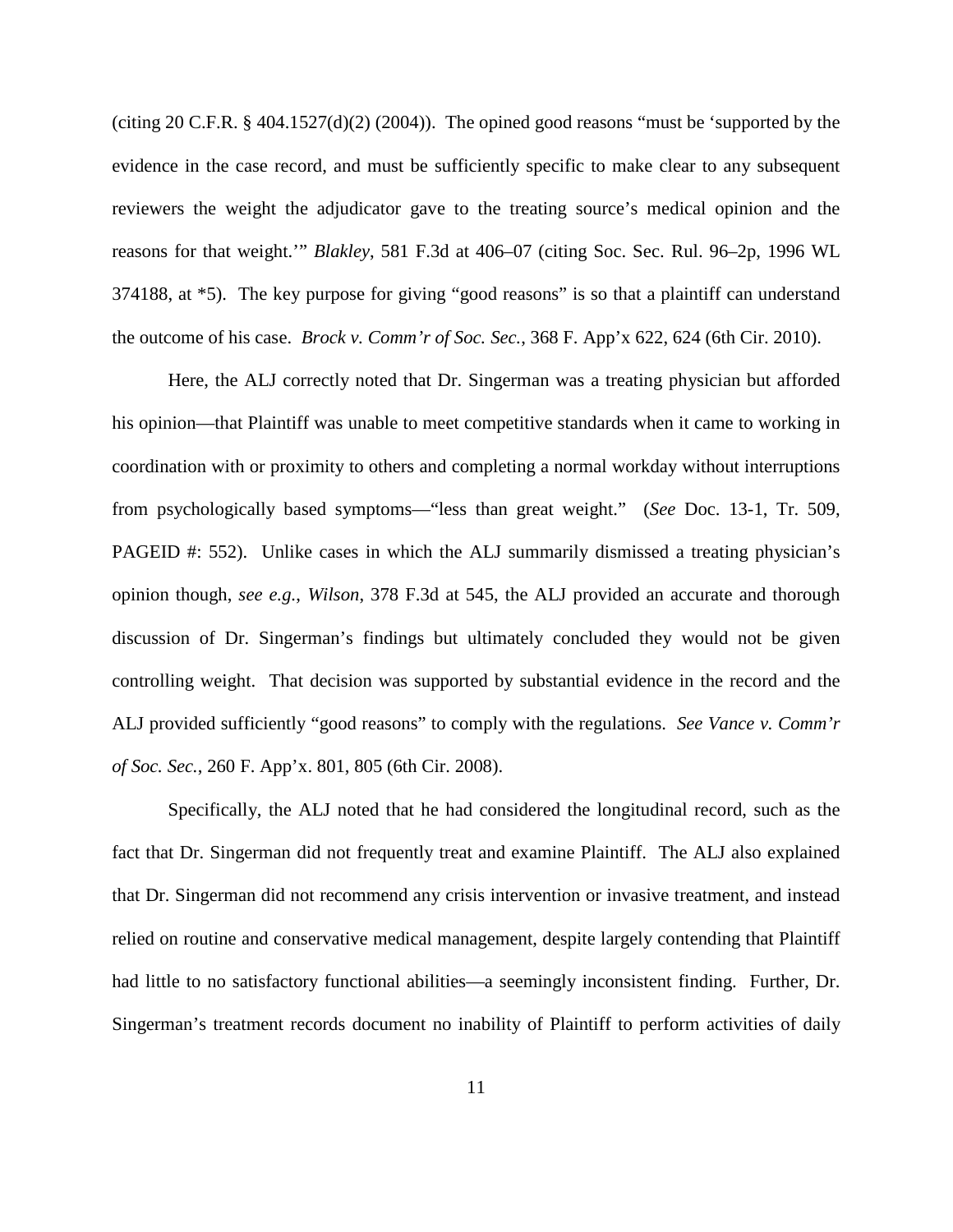(citing 20 C.F.R. § 404.1527(d)(2) (2004)). The opined good reasons "must be 'supported by the evidence in the case record, and must be sufficiently specific to make clear to any subsequent reviewers the weight the adjudicator gave to the treating source's medical opinion and the reasons for that weight.'" *Blakley*, 581 F.3d at 406–07 (citing Soc. Sec. Rul. 96–2p, 1996 WL 374188, at *5). The key purpose for giving "good reasons" is so that a plaintiff can understand the outcome of his case. *Brock v. Comm'r of Soc. Sec.*, 368 F. App'x 622, 624 (6th Cir. 2010).

Here, the ALJ correctly noted that Dr. Singerman was a treating physician but afforded his opinion—that Plaintiff was unable to meet competitive standards when it came to working in coordination with or proximity to others and completing a normal workday without interruptions from psychologically based symptoms—"less than great weight." (*See* Doc. 13-1, Tr. 509, PAGEID #: 552). Unlike cases in which the ALJ summarily dismissed a treating physician's opinion though, *see e.g.*, *Wilson*, 378 F.3d at 545, the ALJ provided an accurate and thorough discussion of Dr. Singerman's findings but ultimately concluded they would not be given controlling weight. That decision was supported by substantial evidence in the record and the ALJ provided sufficiently "good reasons" to comply with the regulations. *See Vance v. Comm'r of Soc. Sec.*, 260 F. App'x. 801, 805 (6th Cir. 2008).

Specifically, the ALJ noted that he had considered the longitudinal record, such as the fact that Dr. Singerman did not frequently treat and examine Plaintiff. The ALJ also explained that Dr. Singerman did not recommend any crisis intervention or invasive treatment, and instead relied on routine and conservative medical management, despite largely contending that Plaintiff had little to no satisfactory functional abilities—a seemingly inconsistent finding. Further, Dr. Singerman's treatment records document no inability of Plaintiff to perform activities of daily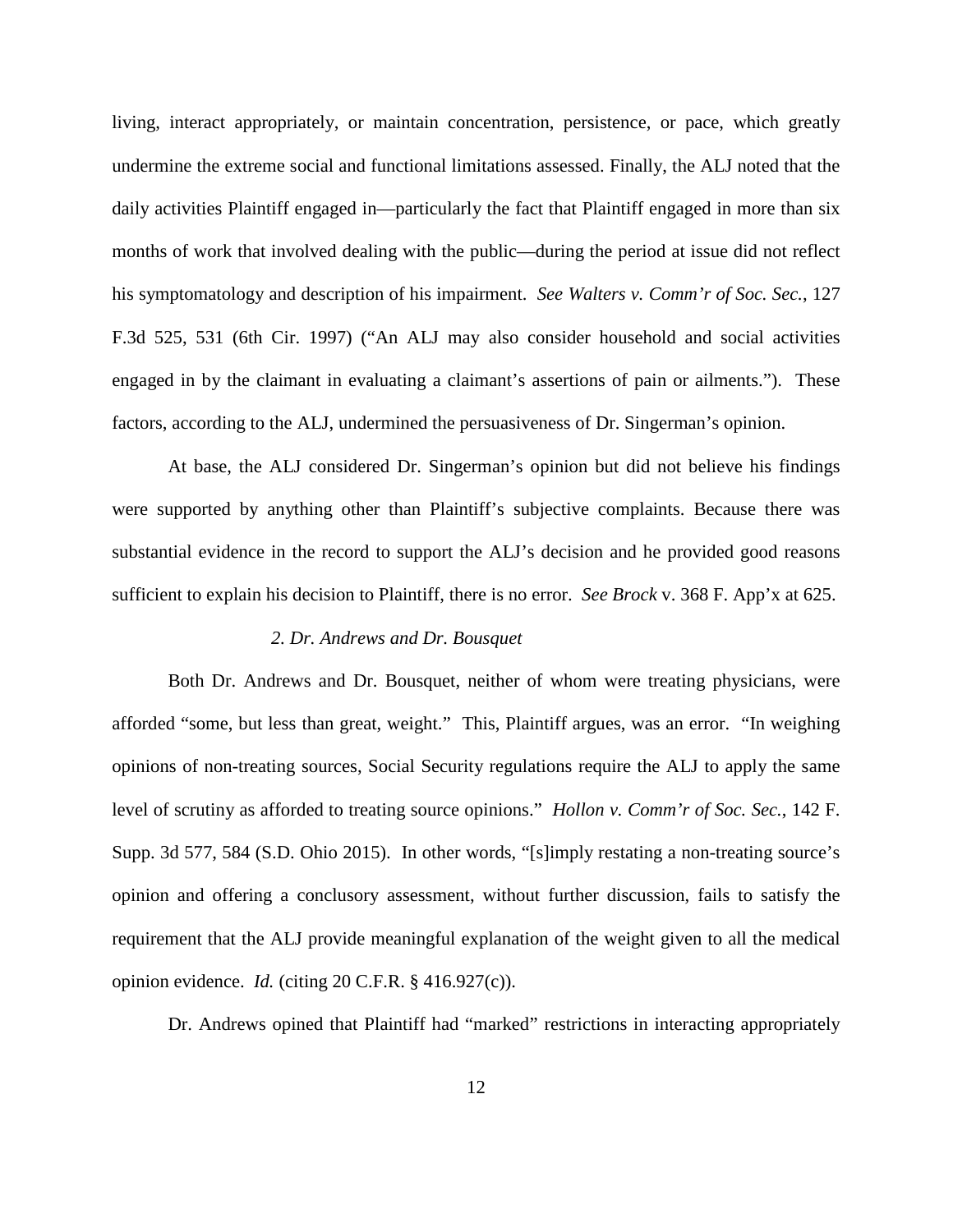living, interact appropriately, or maintain concentration, persistence, or pace, which greatly undermine the extreme social and functional limitations assessed. Finally, the ALJ noted that the daily activities Plaintiff engaged in—particularly the fact that Plaintiff engaged in more than six months of work that involved dealing with the public—during the period at issue did not reflect his symptomatology and description of his impairment. *See Walters v. Comm'r of Soc. Sec.*, 127 F.3d 525, 531 (6th Cir. 1997) ("An ALJ may also consider household and social activities engaged in by the claimant in evaluating a claimant's assertions of pain or ailments."). These factors, according to the ALJ, undermined the persuasiveness of Dr. Singerman's opinion.

At base, the ALJ considered Dr. Singerman's opinion but did not believe his findings were supported by anything other than Plaintiff's subjective complaints. Because there was substantial evidence in the record to support the ALJ's decision and he provided good reasons sufficient to explain his decision to Plaintiff, there is no error. *See Brock* v. 368 F. App'x at 625.

### *2. Dr. Andrews and Dr. Bousquet*

Both Dr. Andrews and Dr. Bousquet, neither of whom were treating physicians, were afforded "some, but less than great, weight." This, Plaintiff argues, was an error. "In weighing opinions of non-treating sources, Social Security regulations require the ALJ to apply the same level of scrutiny as afforded to treating source opinions." *Hollon v. Comm'r of Soc. Sec.*, 142 F. Supp. 3d 577, 584 (S.D. Ohio 2015). In other words, "[s]imply restating a non-treating source's opinion and offering a conclusory assessment, without further discussion, fails to satisfy the requirement that the ALJ provide meaningful explanation of the weight given to all the medical opinion evidence. *Id.* (citing 20 C.F.R. § 416.927(c)).

Dr. Andrews opined that Plaintiff had "marked" restrictions in interacting appropriately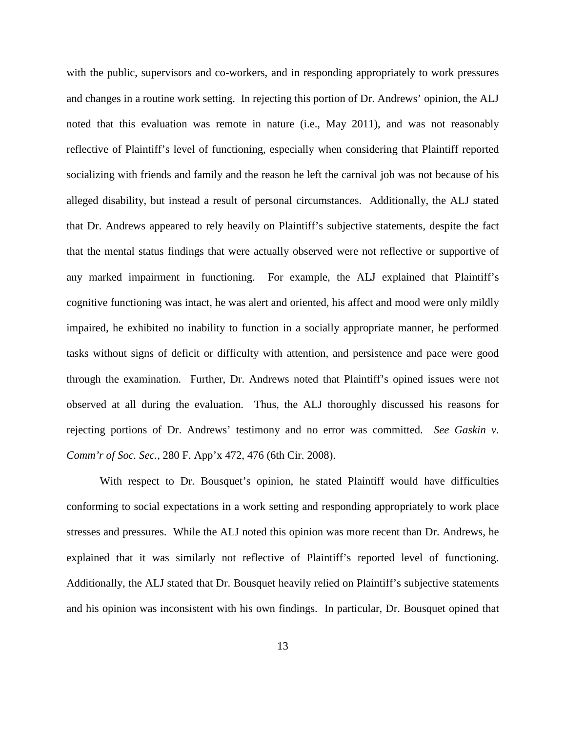with the public, supervisors and co-workers, and in responding appropriately to work pressures and changes in a routine work setting. In rejecting this portion of Dr. Andrews' opinion, the ALJ noted that this evaluation was remote in nature (i.e., May 2011), and was not reasonably reflective of Plaintiff's level of functioning, especially when considering that Plaintiff reported socializing with friends and family and the reason he left the carnival job was not because of his alleged disability, but instead a result of personal circumstances. Additionally, the ALJ stated that Dr. Andrews appeared to rely heavily on Plaintiff's subjective statements, despite the fact that the mental status findings that were actually observed were not reflective or supportive of any marked impairment in functioning. For example, the ALJ explained that Plaintiff's cognitive functioning was intact, he was alert and oriented, his affect and mood were only mildly impaired, he exhibited no inability to function in a socially appropriate manner, he performed tasks without signs of deficit or difficulty with attention, and persistence and pace were good through the examination. Further, Dr. Andrews noted that Plaintiff's opined issues were not observed at all during the evaluation. Thus, the ALJ thoroughly discussed his reasons for rejecting portions of Dr. Andrews' testimony and no error was committed. *See Gaskin v. Comm'r of Soc. Sec.*, 280 F. App'x 472, 476 (6th Cir. 2008).

With respect to Dr. Bousquet's opinion, he stated Plaintiff would have difficulties conforming to social expectations in a work setting and responding appropriately to work place stresses and pressures. While the ALJ noted this opinion was more recent than Dr. Andrews, he explained that it was similarly not reflective of Plaintiff's reported level of functioning. Additionally, the ALJ stated that Dr. Bousquet heavily relied on Plaintiff's subjective statements and his opinion was inconsistent with his own findings. In particular, Dr. Bousquet opined that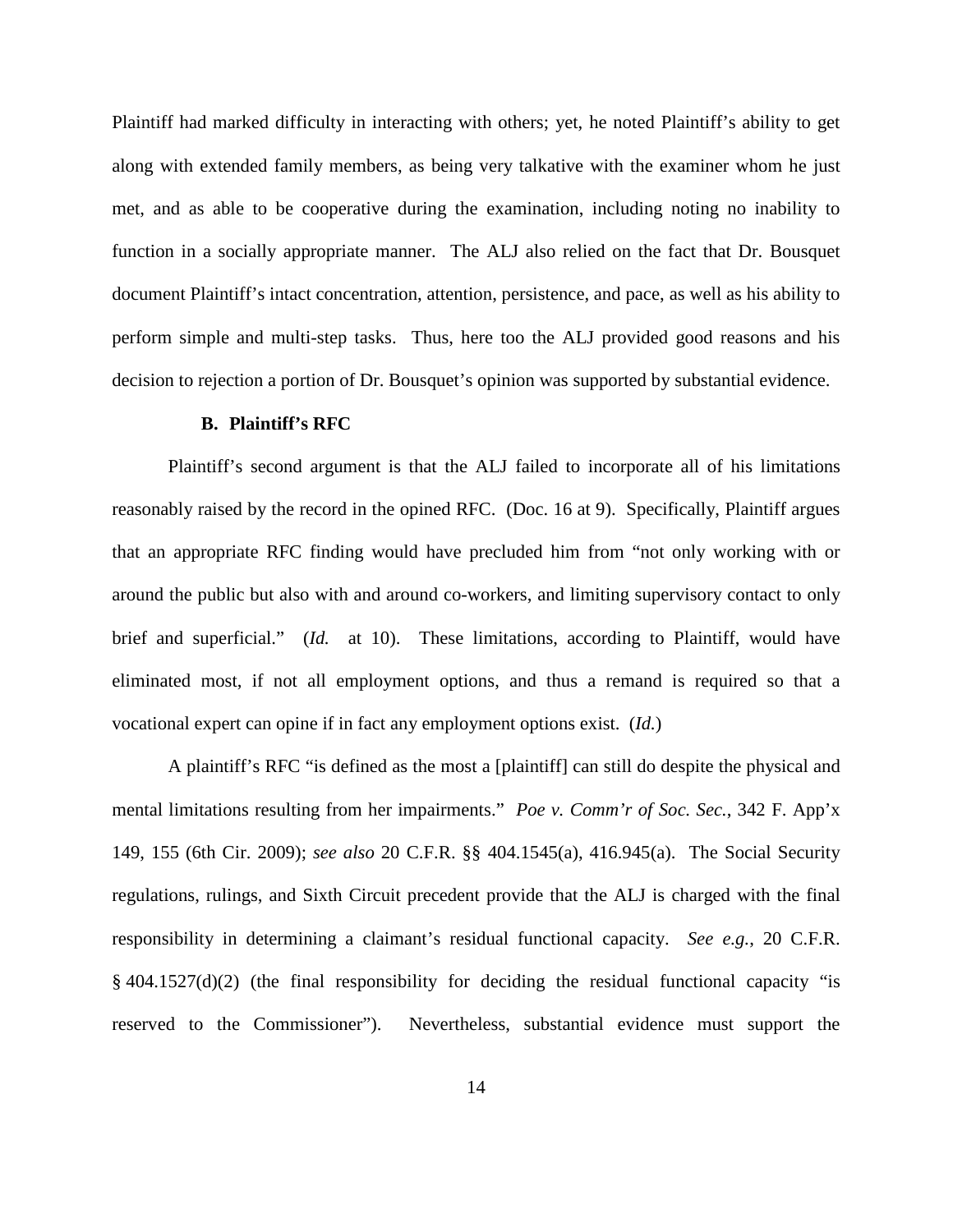Plaintiff had marked difficulty in interacting with others; yet, he noted Plaintiff's ability to get along with extended family members, as being very talkative with the examiner whom he just met, and as able to be cooperative during the examination, including noting no inability to function in a socially appropriate manner. The ALJ also relied on the fact that Dr. Bousquet document Plaintiff's intact concentration, attention, persistence, and pace, as well as his ability to perform simple and multi-step tasks. Thus, here too the ALJ provided good reasons and his decision to rejection a portion of Dr. Bousquet's opinion was supported by substantial evidence.

### B. Plaintiff's RFC

Plaintiff's second argument is that the ALJ failed to incorporate all of his limitations reasonably raised by the record in the opined RFC. (Doc. 16 at 9). Specifically, Plaintiff argues that an appropriate RFC finding would have precluded him from "not only working with or around the public but also with and around co-workers, and limiting supervisory contact to only brief and superficial." (*Id.* at 10). These limitations, according to Plaintiff, would have eliminated most, if not all employment options, and thus a remand is required so that a vocational expert can opine if in fact any employment options exist. (*Id.*)

A plaintiff's RFC "is defined as the most a [plaintiff] can still do despite the physical and mental limitations resulting from her impairments." *Poe v. Comm'r of Soc. Sec.*, 342 F. App'x 149, 155 (6th Cir. 2009); *see also* 20 C.F.R. §§ 404.1545(a), 416.945(a). The Social Security regulations, rulings, and Sixth Circuit precedent provide that the ALJ is charged with the final responsibility in determining a claimant's residual functional capacity. *See e.g.*, 20 C.F.R. § 404.1527(d)(2) (the final responsibility for deciding the residual functional capacity "is reserved to the Commissioner"). Nevertheless, substantial evidence must support the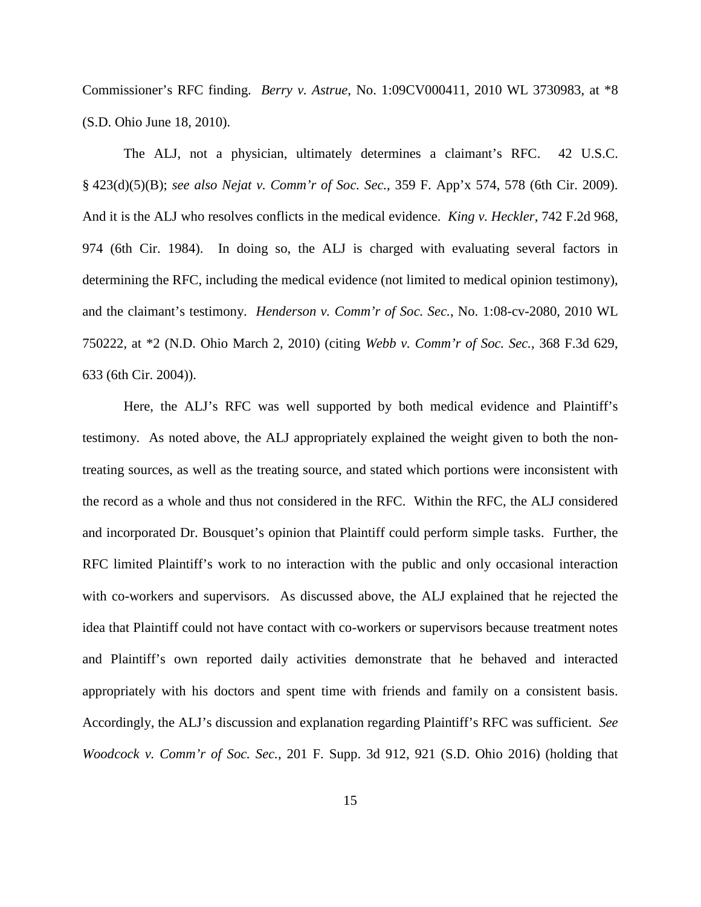Commissioner's RFC finding. *Berry v. Astrue*, No. 1:09CV000411, 2010 WL 3730983, at *8 (S.D. Ohio June 18, 2010).

The ALJ, not a physician, ultimately determines a claimant's RFC. 42 U.S.C. § 423(d)(5)(B); *see also Nejat v. Comm'r of Soc. Sec.*, 359 F. App'x 574, 578 (6th Cir. 2009). And it is the ALJ who resolves conflicts in the medical evidence. *King v. Heckler*, 742 F.2d 968, 974 (6th Cir. 1984). In doing so, the ALJ is charged with evaluating several factors in determining the RFC, including the medical evidence (not limited to medical opinion testimony), and the claimant's testimony. *Henderson v. Comm'r of Soc. Sec.*, No. 1:08-cv-2080, 2010 WL 750222, at *2 (N.D. Ohio March 2, 2010) (citing *Webb v. Comm'r of Soc. Sec.*, 368 F.3d 629, 633 (6th Cir. 2004)).

Here, the ALJ's RFC was well supported by both medical evidence and Plaintiff's testimony. As noted above, the ALJ appropriately explained the weight given to both the non-treating sources, as well as the treating source, and stated which portions were inconsistent with the record as a whole and thus not considered in the RFC. Within the RFC, the ALJ considered and incorporated Dr. Bousquet's opinion that Plaintiff could perform simple tasks. Further, the RFC limited Plaintiff's work to no interaction with the public and only occasional interaction with co-workers and supervisors. As discussed above, the ALJ explained that he rejected the idea that Plaintiff could not have contact with co-workers or supervisors because treatment notes and Plaintiff's own reported daily activities demonstrate that he behaved and interacted appropriately with his doctors and spent time with friends and family on a consistent basis. Accordingly, the ALJ's discussion and explanation regarding Plaintiff's RFC was sufficient. *See Woodcock v. Comm'r of Soc. Sec.*, 201 F. Supp. 3d 912, 921 (S.D. Ohio 2016) (holding that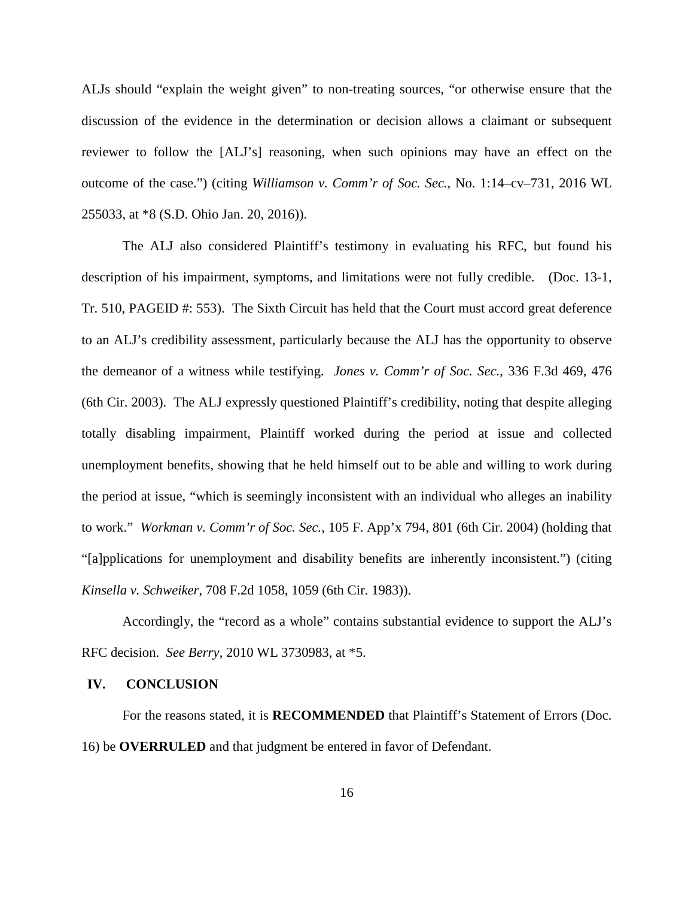ALJs should "explain the weight given" to non-treating sources, "or otherwise ensure that the discussion of the evidence in the determination or decision allows a claimant or subsequent reviewer to follow the [ALJ's] reasoning, when such opinions may have an effect on the outcome of the case.") (citing *Williamson v. Comm'r of Soc. Sec.*, No. 1:14–cv–731, 2016 WL 255033, at *8 (S.D. Ohio Jan. 20, 2016)).

The ALJ also considered Plaintiff's testimony in evaluating his RFC, but found his description of his impairment, symptoms, and limitations were not fully credible. (Doc. 13-1, Tr. 510, PAGEID #: 553). The Sixth Circuit has held that the Court must accord great deference to an ALJ's credibility assessment, particularly because the ALJ has the opportunity to observe the demeanor of a witness while testifying. *Jones v. Comm'r of Soc. Sec.*, 336 F.3d 469, 476 (6th Cir. 2003). The ALJ expressly questioned Plaintiff's credibility, noting that despite alleging totally disabling impairment, Plaintiff worked during the period at issue and collected unemployment benefits, showing that he held himself out to be able and willing to work during the period at issue, "which is seemingly inconsistent with an individual who alleges an inability to work." *Workman v. Comm'r of Soc. Sec.*, 105 F. App'x 794, 801 (6th Cir. 2004) (holding that "[a]pplications for unemployment and disability benefits are inherently inconsistent.") (citing *Kinsella v. Schweiker*, 708 F.2d 1058, 1059 (6th Cir. 1983)).

Accordingly, the "record as a whole" contains substantial evidence to support the ALJ's RFC decision. *See Berry*, 2010 WL 3730983, at *5.

## IV. CONCLUSION

For the reasons stated, it is **RECOMMENDED** that Plaintiff's Statement of Errors (Doc. 16) be **OVERRULED** and that judgment be entered in favor of Defendant.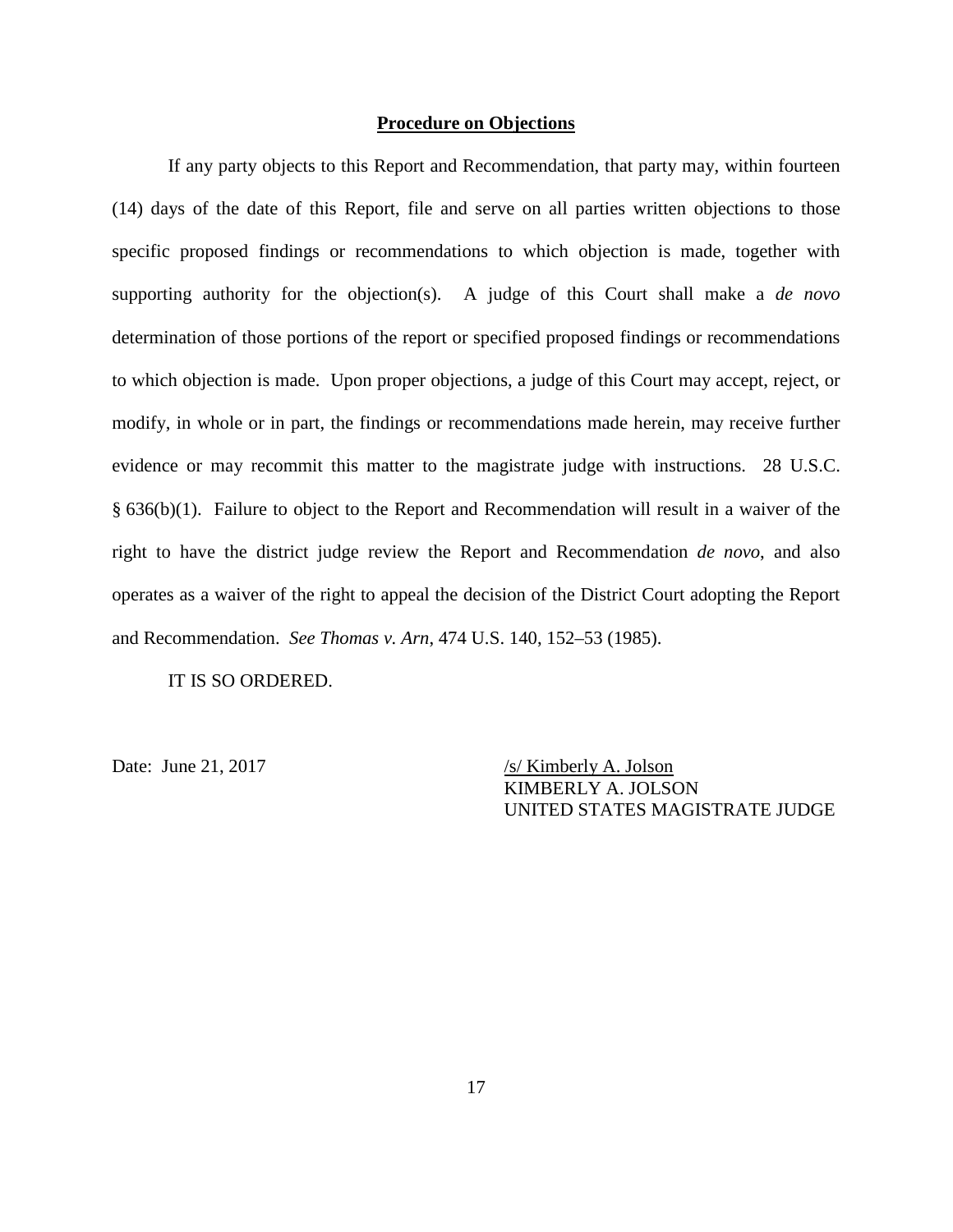**Procedure on Objections**

If any party objects to this Report and Recommendation, that party may, within fourteen (14) days of the date of this Report, file and serve on all parties written objections to those specific proposed findings or recommendations to which objection is made, together with supporting authority for the objection(s). A judge of this Court shall make a *de novo* determination of those portions of the report or specified proposed findings or recommendations to which objection is made. Upon proper objections, a judge of this Court may accept, reject, or modify, in whole or in part, the findings or recommendations made herein, may receive further evidence or may recommit this matter to the magistrate judge with instructions. 28 U.S.C. § 636(b)(1). Failure to object to the Report and Recommendation will result in a waiver of the right to have the district judge review the Report and Recommendation *de novo*, and also operates as a waiver of the right to appeal the decision of the District Court adopting the Report and Recommendation. *See Thomas v. Arn*, 474 U.S. 140, 152–53 (1985).

IT IS SO ORDERED.

Date: June 21, 2017

/s/ Kimberly A. Jolson
KIMBERLY A. JOLSON
UNITED STATES MAGISTRATE JUDGE